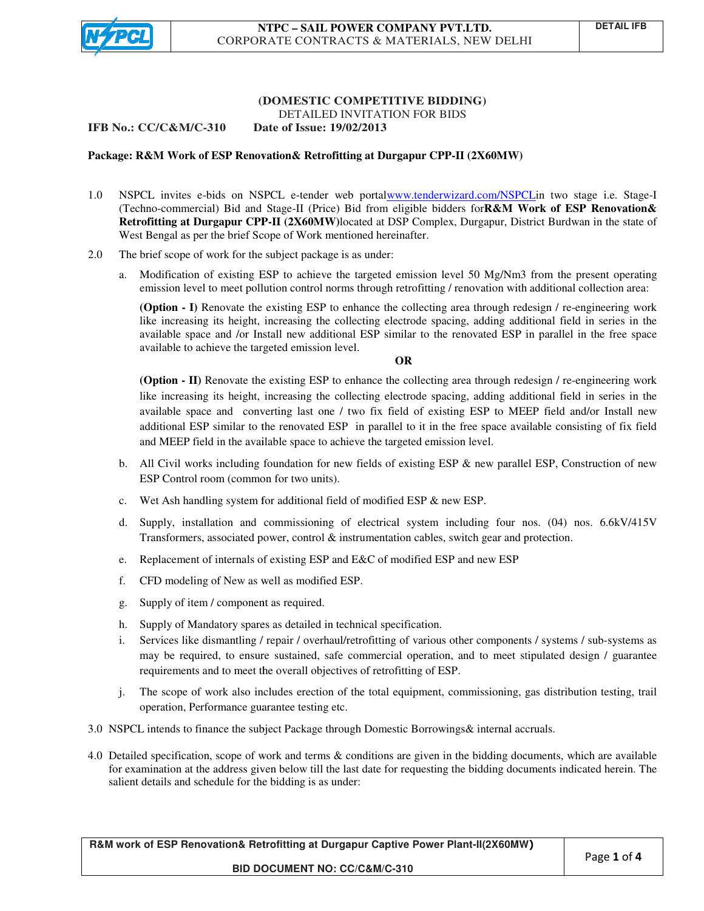# NTPC – SAIL POWER COMPANY PVT.LTD.

CORPORATE CONTRACTS & MATERIALS, NEW DELHI

DETAIL IFB

## (DOMESTIC COMPETITIVE BIDDING)

DETAILED INVITATION FOR BIDS

**IFB No.: CC/C&M/C-310** **Date of Issue: 19/02/2013**

**Package: R&M Work of ESP Renovation& Retrofitting at Durgapur CPP-II (2X60MW)**

1.0 NSPCL invites e-bids on NSPCL e-tender web portal[www.tenderwizard.com/NSPCL](www.tenderwizard.com/NSPCL)in two stage i.e. Stage-I (Techno-commercial) Bid and Stage-II (Price) Bid from eligible bidders for**R&M Work of ESP Renovation& Retrofitting at Durgapur CPP-II (2X60MW)**located at DSP Complex, Durgapur, District Burdwan in the state of West Bengal as per the brief Scope of Work mentioned hereinafter.

2.0 The brief scope of work for the subject package is as under:

a. Modification of existing ESP to achieve the targeted emission level 50 Mg/Nm3 from the present operating emission level to meet pollution control norms through retrofitting / renovation with additional collection area:

**(Option - I)** Renovate the existing ESP to enhance the collecting area through redesign / re-engineering work like increasing its height, increasing the collecting electrode spacing, adding additional field in series in the available space and /or Install new additional ESP similar to the renovated ESP in parallel in the free space available to achieve the targeted emission level.

**OR**

**(Option - II)** Renovate the existing ESP to enhance the collecting area through redesign / re-engineering work like increasing its height, increasing the collecting electrode spacing, adding additional field in series in the available space and converting last one / two fix field of existing ESP to MEEP field and/or Install new additional ESP similar to the renovated ESP in parallel to it in the free space available consisting of fix field and MEEP field in the available space to achieve the targeted emission level.

b. All Civil works including foundation for new fields of existing ESP & new parallel ESP, Construction of new ESP Control room (common for two units).

c. Wet Ash handling system for additional field of modified ESP & new ESP.

d. Supply, installation and commissioning of electrical system including four nos. (04) nos. 6.6kV/415V Transformers, associated power, control & instrumentation cables, switch gear and protection.

e. Replacement of internals of existing ESP and E&C of modified ESP and new ESP

f. CFD modeling of New as well as modified ESP.

g. Supply of item / component as required.

h. Supply of Mandatory spares as detailed in technical specification.

i. Services like dismantling / repair / overhaul/retrofitting of various other components / systems / sub-systems as may be required, to ensure sustained, safe commercial operation, and to meet stipulated design / guarantee requirements and to meet the overall objectives of retrofitting of ESP.

j. The scope of work also includes erection of the total equipment, commissioning, gas distribution testing, trail operation, Performance guarantee testing etc.

3.0 NSPCL intends to finance the subject Package through Domestic Borrowings& internal accruals.

4.0 Detailed specification, scope of work and terms & conditions are given in the bidding documents, which are available for examination at the address given below till the last date for requesting the bidding documents indicated herein. The salient details and schedule for the bidding is as under: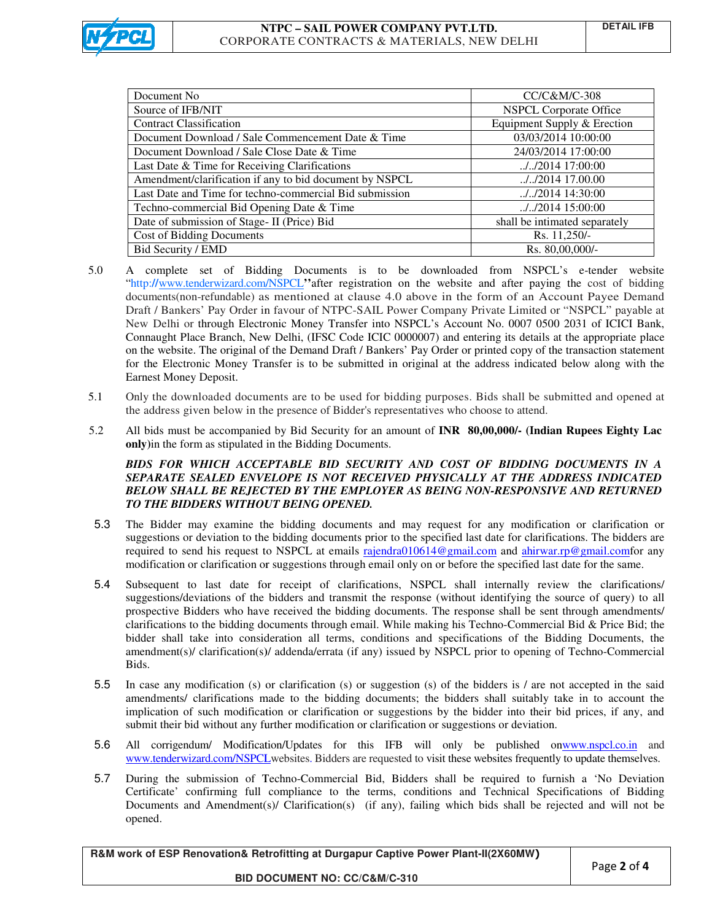| Document No | CC/C&M/C-308 |
|---|---|
| Source of IFB/NIT | NSPCL Corporate Office |
| Contract Classification | Equipment Supply & Erection |
| Document Download / Sale Commencement Date & Time | 03/03/2014 10:00:00 |
| Document Download / Sale Close Date & Time | 24/03/2014 17:00:00 |
| Last Date & Time for Receiving Clarifications | ../../2014 17:00:00 |
| Amendment/clarification if any to bid document by NSPCL | ../../2014 17.00.00 |
| Last Date and Time for techno-commercial Bid submission | ../../2014 14:30:00 |
| Techno-commercial Bid Opening Date & Time | ../../2014 15:00:00 |
| Date of submission of Stage- II (Price) Bid | shall be intimated separately |
| Cost of Bidding Documents | Rs. 11,250/- |
| Bid Security / EMD | Rs. 80,00,000/- |

5.0 A complete set of Bidding Documents is to be downloaded from NSPCL's e-tender website "http://www.tenderwizard.com/NSPCL"after registration on the website and after paying the cost of bidding documents(non-refundable) as mentioned at clause 4.0 above in the form of an Account Payee Demand Draft / Bankers' Pay Order in favour of NTPC-SAIL Power Company Private Limited or "NSPCL" payable at New Delhi or through Electronic Money Transfer into NSPCL's Account No. 0007 0500 2031 of ICICI Bank, Connaught Place Branch, New Delhi, (IFSC Code ICIC 0000007) and entering its details at the appropriate place on the website. The original of the Demand Draft / Bankers' Pay Order or printed copy of the transaction statement for the Electronic Money Transfer is to be submitted in original at the address indicated below along with the Earnest Money Deposit.

5.1 Only the downloaded documents are to be used for bidding purposes. Bids shall be submitted and opened at the address given below in the presence of Bidder's representatives who choose to attend.

5.2 All bids must be accompanied by Bid Security for an amount of **INR 80,00,000/- (Indian Rupees Eighty Lac only**)in the form as stipulated in the Bidding Documents.

***BIDS FOR WHICH ACCEPTABLE BID SECURITY AND COST OF BIDDING DOCUMENTS IN A SEPARATE SEALED ENVELOPE IS NOT RECEIVED PHYSICALLY AT THE ADDRESS INDICATED BELOW SHALL BE REJECTED BY THE EMPLOYER AS BEING NON-RESPONSIVE AND RETURNED TO THE BIDDERS WITHOUT BEING OPENED.***

5.3 The Bidder may examine the bidding documents and may request for any modification or clarification or suggestions or deviation to the bidding documents prior to the specified last date for clarifications. The bidders are required to send his request to NSPCL at emails rajendra010614@gmail.com and ahirwar.rp@gmail.comfor any modification or clarification or suggestions through email only on or before the specified last date for the same.

5.4 Subsequent to last date for receipt of clarifications, NSPCL shall internally review the clarifications/ suggestions/deviations of the bidders and transmit the response (without identifying the source of query) to all prospective Bidders who have received the bidding documents. The response shall be sent through amendments/ clarifications to the bidding documents through email. While making his Techno-Commercial Bid & Price Bid; the bidder shall take into consideration all terms, conditions and specifications of the Bidding Documents, the amendment(s)/ clarification(s)/ addenda/errata (if any) issued by NSPCL prior to opening of Techno-Commercial Bids.

5.5 In case any modification (s) or clarification (s) or suggestion (s) of the bidders is / are not accepted in the said amendments/ clarifications made to the bidding documents; the bidders shall suitably take in to account the implication of such modification or clarification or suggestions by the bidder into their bid prices, if any, and submit their bid without any further modification or clarification or suggestions or deviation.

5.6 All corrigendum/ Modification/Updates for this IFB will only be published onwww.nspcl.co.in and www.tenderwizard.com/NSPCLwebsites. Bidders are requested to visit these websites frequently to update themselves.

5.7 During the submission of Techno-Commercial Bid, Bidders shall be required to furnish a 'No Deviation Certificate' confirming full compliance to the terms, conditions and Technical Specifications of Bidding Documents and Amendment(s)/ Clarification(s) (if any), failing which bids shall be rejected and will not be opened.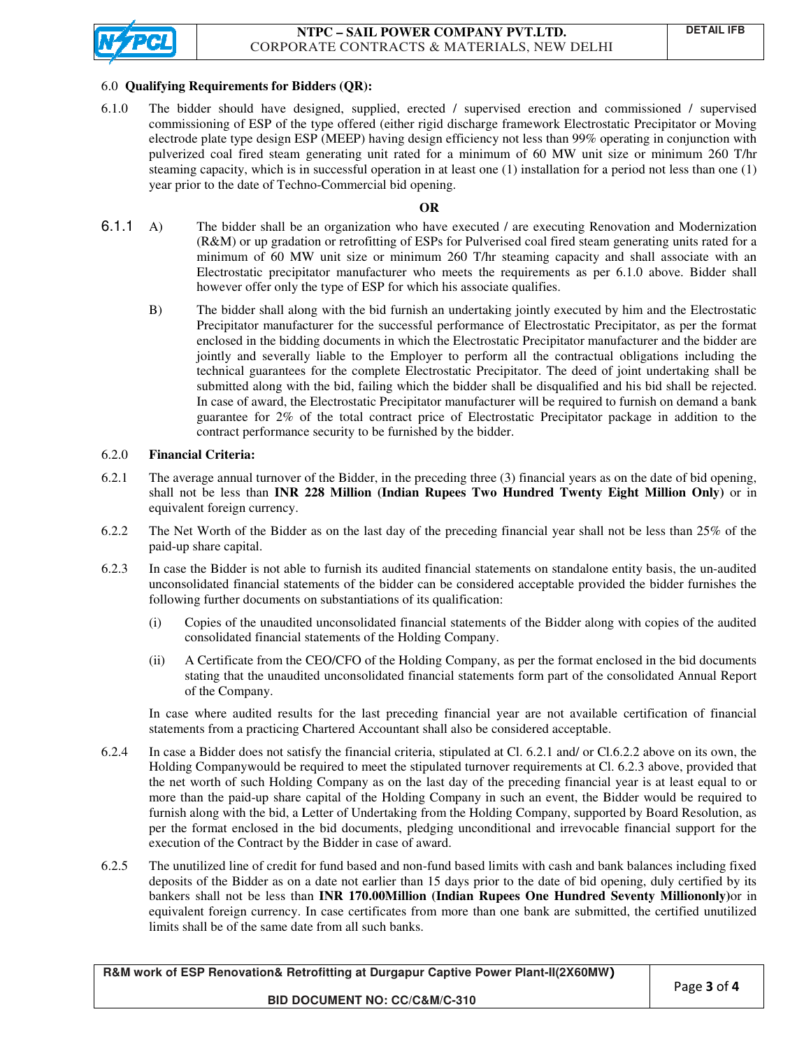6.0 **Qualifying Requirements for Bidders (QR):**

6.1.0 The bidder should have designed, supplied, erected / supervised erection and commissioned / supervised commissioning of ESP of the type offered (either rigid discharge framework Electrostatic Precipitator or Moving electrode plate type design ESP (MEEP) having design efficiency not less than 99% operating in conjunction with pulverized coal fired steam generating unit rated for a minimum of 60 MW unit size or minimum 260 T/hr steaming capacity, which is in successful operation in at least one (1) installation for a period not less than one (1) year prior to the date of Techno-Commercial bid opening.

**OR**

6.1.1 A) The bidder shall be an organization who have executed / are executing Renovation and Modernization (R&M) or up gradation or retrofitting of ESPs for Pulverised coal fired steam generating units rated for a minimum of 60 MW unit size or minimum 260 T/hr steaming capacity and shall associate with an Electrostatic precipitator manufacturer who meets the requirements as per 6.1.0 above. Bidder shall however offer only the type of ESP for which his associate qualifies.

B) The bidder shall along with the bid furnish an undertaking jointly executed by him and the Electrostatic Precipitator manufacturer for the successful performance of Electrostatic Precipitator, as per the format enclosed in the bidding documents in which the Electrostatic Precipitator manufacturer and the bidder are jointly and severally liable to the Employer to perform all the contractual obligations including the technical guarantees for the complete Electrostatic Precipitator. The deed of joint undertaking shall be submitted along with the bid, failing which the bidder shall be disqualified and his bid shall be rejected. In case of award, the Electrostatic Precipitator manufacturer will be required to furnish on demand a bank guarantee for 2% of the total contract price of Electrostatic Precipitator package in addition to the contract performance security to be furnished by the bidder.

6.2.0 **Financial Criteria:**

6.2.1 The average annual turnover of the Bidder, in the preceding three (3) financial years as on the date of bid opening, shall not be less than **INR 228 Million (Indian Rupees Two Hundred Twenty Eight Million Only)** or in equivalent foreign currency.

6.2.2 The Net Worth of the Bidder as on the last day of the preceding financial year shall not be less than 25% of the paid-up share capital.

6.2.3 In case the Bidder is not able to furnish its audited financial statements on standalone entity basis, the un-audited unconsolidated financial statements of the bidder can be considered acceptable provided the bidder furnishes the following further documents on substantiations of its qualification:

(i) Copies of the unaudited unconsolidated financial statements of the Bidder along with copies of the audited consolidated financial statements of the Holding Company.

(ii) A Certificate from the CEO/CFO of the Holding Company, as per the format enclosed in the bid documents stating that the unaudited unconsolidated financial statements form part of the consolidated Annual Report of the Company.

In case where audited results for the last preceding financial year are not available certification of financial statements from a practicing Chartered Accountant shall also be considered acceptable.

6.2.4 In case a Bidder does not satisfy the financial criteria, stipulated at Cl. 6.2.1 and/ or Cl.6.2.2 above on its own, the Holding Companywould be required to meet the stipulated turnover requirements at Cl. 6.2.3 above, provided that the net worth of such Holding Company as on the last day of the preceding financial year is at least equal to or more than the paid-up share capital of the Holding Company in such an event, the Bidder would be required to furnish along with the bid, a Letter of Undertaking from the Holding Company, supported by Board Resolution, as per the format enclosed in the bid documents, pledging unconditional and irrevocable financial support for the execution of the Contract by the Bidder in case of award.

6.2.5 The unutilized line of credit for fund based and non-fund based limits with cash and bank balances including fixed deposits of the Bidder as on a date not earlier than 15 days prior to the date of bid opening, duly certified by its bankers shall not be less than **INR 170.00Million (Indian Rupees One Hundred Seventy Milliononly)**or in equivalent foreign currency. In case certificates from more than one bank are submitted, the certified unutilized limits shall be of the same date from all such banks.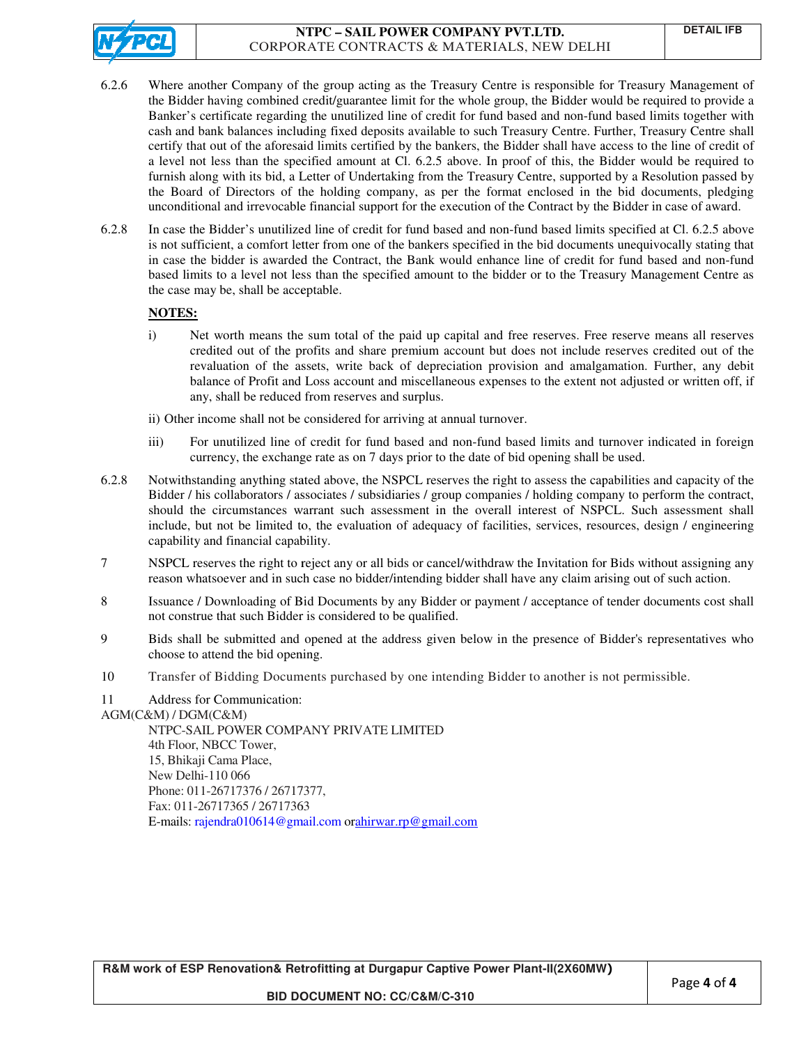6.2.6 Where another Company of the group acting as the Treasury Centre is responsible for Treasury Management of the Bidder having combined credit/guarantee limit for the whole group, the Bidder would be required to provide a Banker's certificate regarding the unutilized line of credit for fund based and non-fund based limits together with cash and bank balances including fixed deposits available to such Treasury Centre. Further, Treasury Centre shall certify that out of the aforesaid limits certified by the bankers, the Bidder shall have access to the line of credit of a level not less than the specified amount at Cl. 6.2.5 above. In proof of this, the Bidder would be required to furnish along with its bid, a Letter of Undertaking from the Treasury Centre, supported by a Resolution passed by the Board of Directors of the holding company, as per the format enclosed in the bid documents, pledging unconditional and irrevocable financial support for the execution of the Contract by the Bidder in case of award.

6.2.8 In case the Bidder's unutilized line of credit for fund based and non-fund based limits specified at Cl. 6.2.5 above is not sufficient, a comfort letter from one of the bankers specified in the bid documents unequivocally stating that in case the bidder is awarded the Contract, the Bank would enhance line of credit for fund based and non-fund based limits to a level not less than the specified amount to the bidder or to the Treasury Management Centre as the case may be, shall be acceptable.

**NOTES:**

i) Net worth means the sum total of the paid up capital and free reserves. Free reserve means all reserves credited out of the profits and share premium account but does not include reserves credited out of the revaluation of the assets, write back of depreciation provision and amalgamation. Further, any debit balance of Profit and Loss account and miscellaneous expenses to the extent not adjusted or written off, if any, shall be reduced from reserves and surplus.

ii) Other income shall not be considered for arriving at annual turnover.

iii) For unutilized line of credit for fund based and non-fund based limits and turnover indicated in foreign currency, the exchange rate as on 7 days prior to the date of bid opening shall be used.

6.2.8 Notwithstanding anything stated above, the NSPCL reserves the right to assess the capabilities and capacity of the Bidder / his collaborators / associates / subsidiaries / group companies / holding company to perform the contract, should the circumstances warrant such assessment in the overall interest of NSPCL. Such assessment shall include, but not be limited to, the evaluation of adequacy of facilities, services, resources, design / engineering capability and financial capability.

7 NSPCL reserves the right to reject any or all bids or cancel/withdraw the Invitation for Bids without assigning any reason whatsoever and in such case no bidder/intending bidder shall have any claim arising out of such action.

8 Issuance / Downloading of Bid Documents by any Bidder or payment / acceptance of tender documents cost shall not construe that such Bidder is considered to be qualified.

9 Bids shall be submitted and opened at the address given below in the presence of Bidder's representatives who choose to attend the bid opening.

10 Transfer of Bidding Documents purchased by one intending Bidder to another is not permissible.

11 Address for Communication:

AGM(C&M) / DGM(C&M)
NTPC-SAIL POWER COMPANY PRIVATE LIMITED
4th Floor, NBCC Tower,
15, Bhikaji Cama Place,
New Delhi-110 066
Phone: 011-26717376 / 26717377,
Fax: 011-26717365 / 26717363
E-mails: rajendra010614@gmail.com orahirwar.rp@gmail.com